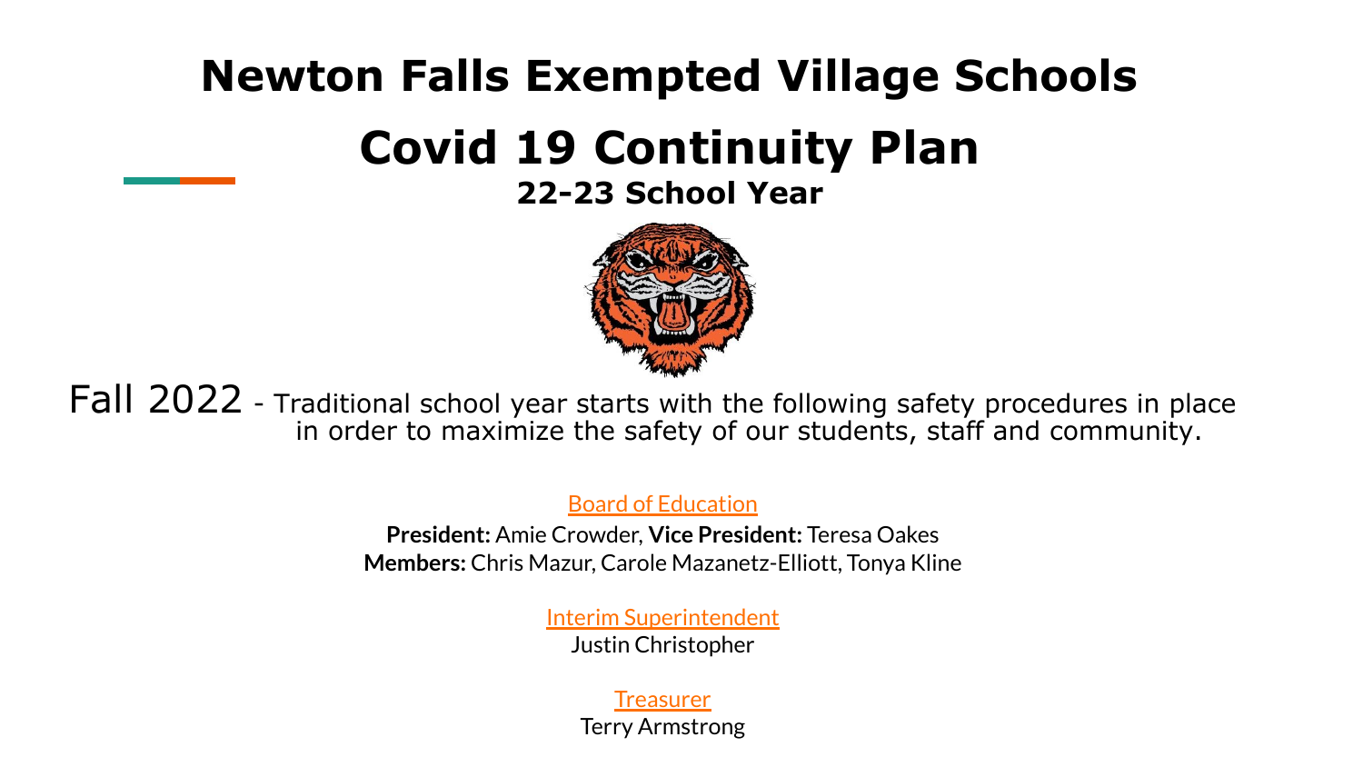# Newton Falls Exempted Village Schools

# Covid 19 Continuity Plan

### 22-23 School Year

Fall 2022 - Traditional school year starts with the following safety procedures in place in order to maximize the safety of our students, staff and community.

Board of Education

**President:** Amie Crowder, **Vice President:** Teresa Oakes
**Members:** Chris Mazur, Carole Mazanetz-Elliott, Tonya Kline

Interim Superintendent

Justin Christopher

Treasurer

Terry Armstrong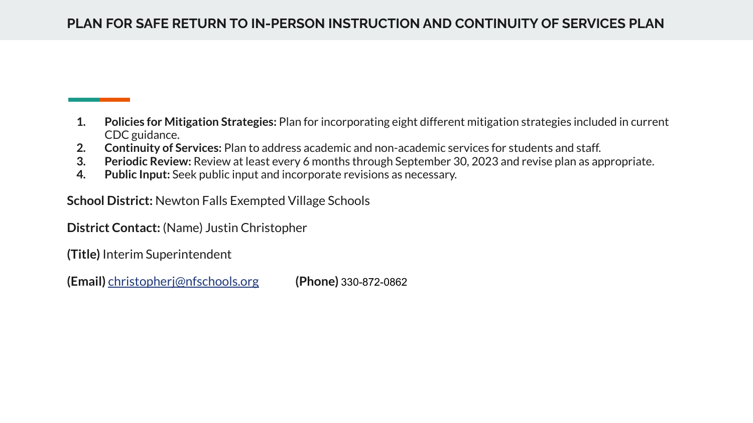## PLAN FOR SAFE RETURN TO IN-PERSON INSTRUCTION AND CONTINUITY OF SERVICES PLAN

1. **Policies for Mitigation Strategies:** Plan for incorporating eight different mitigation strategies included in current CDC guidance.
2. **Continuity of Services:** Plan to address academic and non-academic services for students and staff.
3. **Periodic Review:** Review at least every 6 months through September 30, 2023 and revise plan as appropriate.
4. **Public Input:** Seek public input and incorporate revisions as necessary.

**School District:** Newton Falls Exempted Village Schools

**District Contact:** (Name) Justin Christopher

**(Title)** Interim Superintendent

**(Email)** christopherj@nfschools.org **(Phone)** 330-872-0862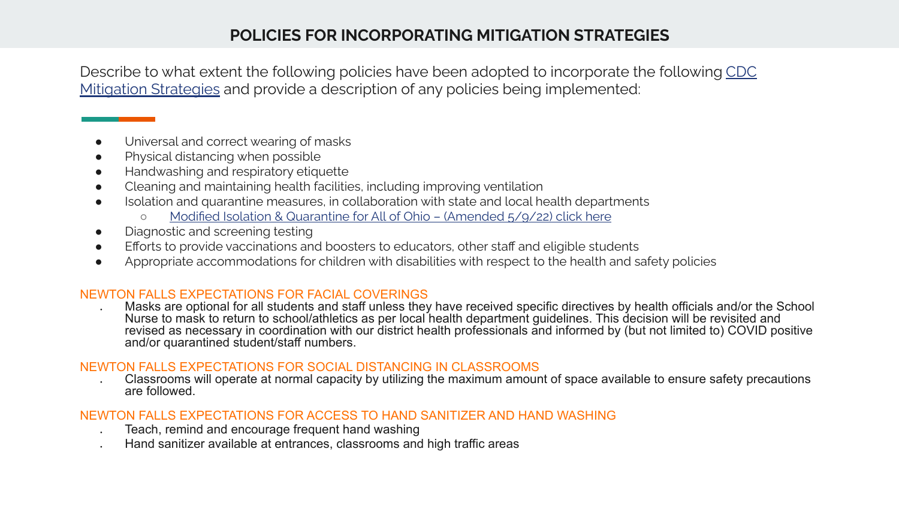# POLICIES FOR INCORPORATING MITIGATION STRATEGIES

Describe to what extent the following policies have been adopted to incorporate the following [CDC Mitigation Strategies]() and provide a description of any policies being implemented:

- Universal and correct wearing of masks
- Physical distancing when possible
- Handwashing and respiratory etiquette
- Cleaning and maintaining health facilities, including improving ventilation
- Isolation and quarantine measures, in collaboration with state and local health departments
  - [Modified Isolation & Quarantine for All of Ohio – (Amended 5/9/22) click here]()
- Diagnostic and screening testing
- Efforts to provide vaccinations and boosters to educators, other staff and eligible students
- Appropriate accommodations for children with disabilities with respect to the health and safety policies

## NEWTON FALLS EXPECTATIONS FOR FACIAL COVERINGS

- Masks are optional for all students and staff unless they have received specific directives by health officials and/or the School Nurse to mask to return to school/athletics as per local health department guidelines. This decision will be revisited and revised as necessary in coordination with our district health professionals and informed by (but not limited to) COVID positive and/or quarantined student/staff numbers.

## NEWTON FALLS EXPECTATIONS FOR SOCIAL DISTANCING IN CLASSROOMS

- Classrooms will operate at normal capacity by utilizing the maximum amount of space available to ensure safety precautions are followed.

## NEWTON FALLS EXPECTATIONS FOR ACCESS TO HAND SANITIZER AND HAND WASHING

- Teach, remind and encourage frequent hand washing
- Hand sanitizer available at entrances, classrooms and high traffic areas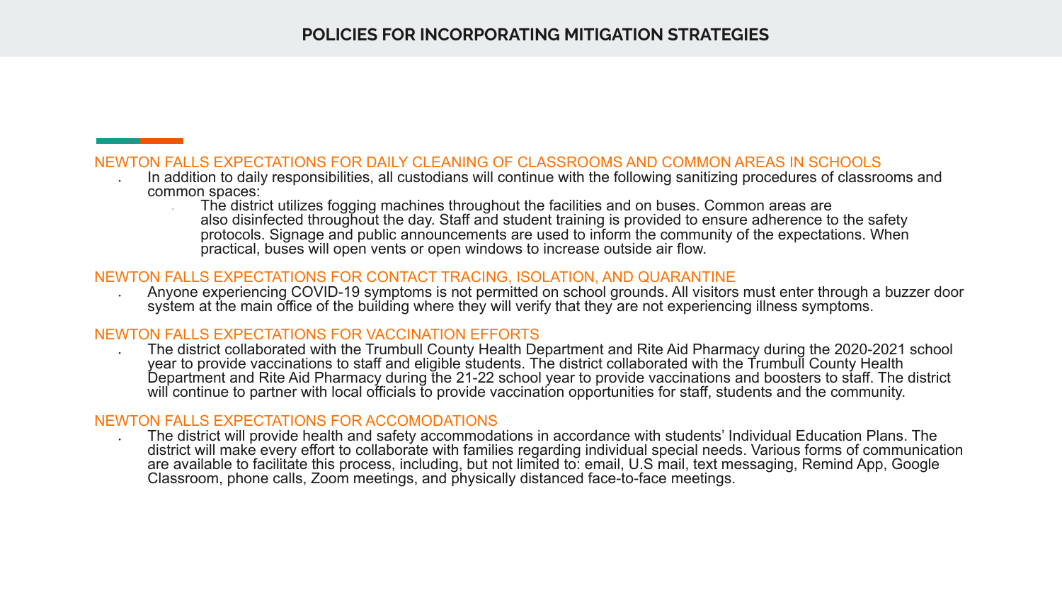# POLICIES FOR INCORPORATING MITIGATION STRATEGIES

## NEWTON FALLS EXPECTATIONS FOR DAILY CLEANING OF CLASSROOMS AND COMMON AREAS IN SCHOOLS

- In addition to daily responsibilities, all custodians will continue with the following sanitizing procedures of classrooms and common spaces:
  - The district utilizes fogging machines throughout the facilities and on buses. Common areas are also disinfected throughout the day. Staff and student training is provided to ensure adherence to the safety protocols. Signage and public announcements are used to inform the community of the expectations. When practical, buses will open vents or open windows to increase outside air flow.

## NEWTON FALLS EXPECTATIONS FOR CONTACT TRACING, ISOLATION, AND QUARANTINE

- Anyone experiencing COVID-19 symptoms is not permitted on school grounds. All visitors must enter through a buzzer door system at the main office of the building where they will verify that they are not experiencing illness symptoms.

## NEWTON FALLS EXPECTATIONS FOR VACCINATION EFFORTS

- The district collaborated with the Trumbull County Health Department and Rite Aid Pharmacy during the 2020-2021 school year to provide vaccinations to staff and eligible students. The district collaborated with the Trumbull County Health Department and Rite Aid Pharmacy during the 21-22 school year to provide vaccinations and boosters to staff. The district will continue to partner with local officials to provide vaccination opportunities for staff, students and the community.

## NEWTON FALLS EXPECTATIONS FOR ACCOMODATIONS

- The district will provide health and safety accommodations in accordance with students' Individual Education Plans. The district will make every effort to collaborate with families regarding individual special needs. Various forms of communication are available to facilitate this process, including, but not limited to: email, U.S mail, text messaging, Remind App, Google Classroom, phone calls, Zoom meetings, and physically distanced face-to-face meetings.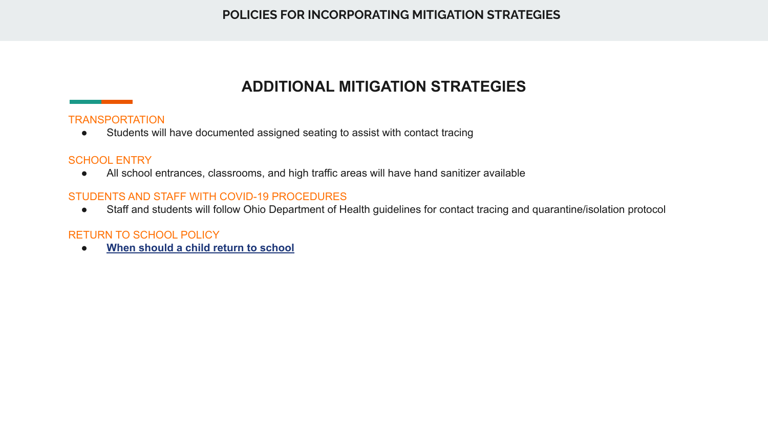# POLICIES FOR INCORPORATING MITIGATION STRATEGIES

## ADDITIONAL MITIGATION STRATEGIES

### TRANSPORTATION

- Students will have documented assigned seating to assist with contact tracing

### SCHOOL ENTRY

- All school entrances, classrooms, and high traffic areas will have hand sanitizer available

### STUDENTS AND STAFF WITH COVID-19 PROCEDURES

- Staff and students will follow Ohio Department of Health guidelines for contact tracing and quarantine/isolation protocol

### RETURN TO SCHOOL POLICY

- **When should a child return to school**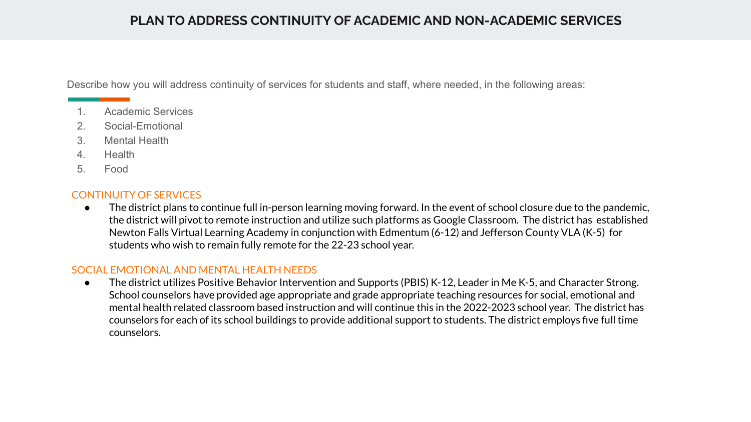# PLAN TO ADDRESS CONTINUITY OF ACADEMIC AND NON-ACADEMIC SERVICES

Describe how you will address continuity of services for students and staff, where needed, in the following areas:

1. Academic Services
2. Social-Emotional
3. Mental Health
4. Health
5. Food

## CONTINUITY OF SERVICES

- The district plans to continue full in-person learning moving forward. In the event of school closure due to the pandemic, the district will pivot to remote instruction and utilize such platforms as Google Classroom. The district has established Newton Falls Virtual Learning Academy in conjunction with Edmentum (6-12) and Jefferson County VLA (K-5) for students who wish to remain fully remote for the 22-23 school year.

## SOCIAL EMOTIONAL AND MENTAL HEALTH NEEDS

- The district utilizes Positive Behavior Intervention and Supports (PBIS) K-12, Leader in Me K-5, and Character Strong. School counselors have provided age appropriate and grade appropriate teaching resources for social, emotional and mental health related classroom based instruction and will continue this in the 2022-2023 school year. The district has counselors for each of its school buildings to provide additional support to students. The district employs five full time counselors.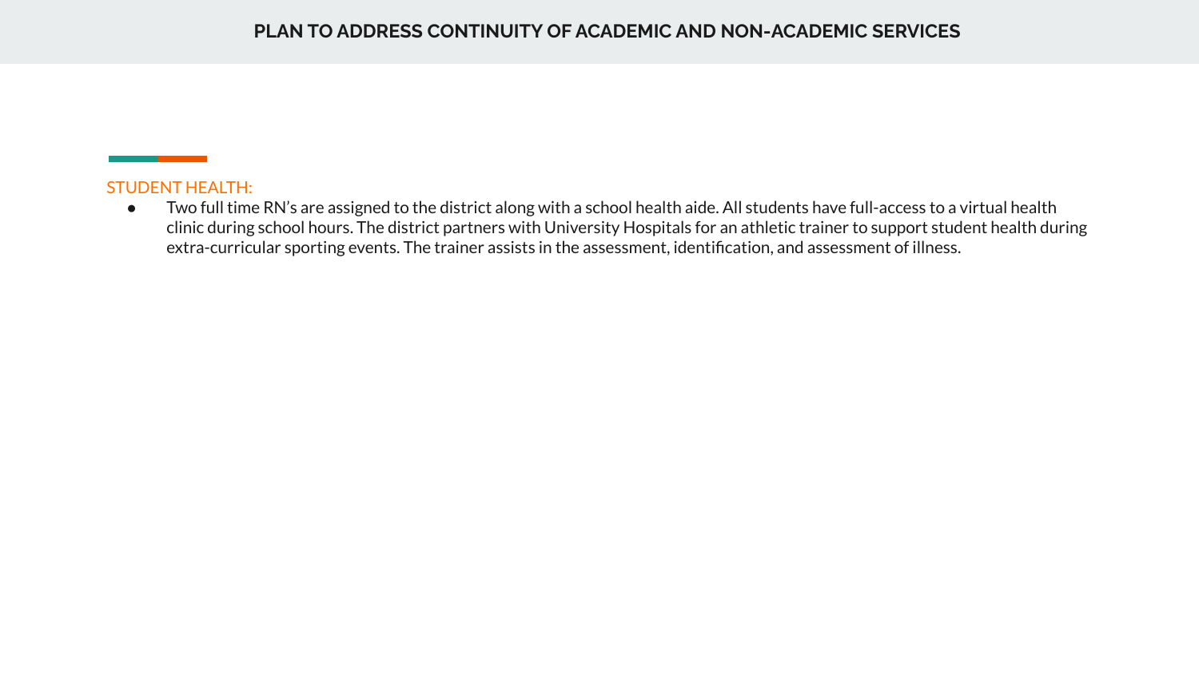# PLAN TO ADDRESS CONTINUITY OF ACADEMIC AND NON-ACADEMIC SERVICES

STUDENT HEALTH:

- Two full time RN's are assigned to the district along with a school health aide. All students have full-access to a virtual health clinic during school hours. The district partners with University Hospitals for an athletic trainer to support student health during extra-curricular sporting events. The trainer assists in the assessment, identification, and assessment of illness.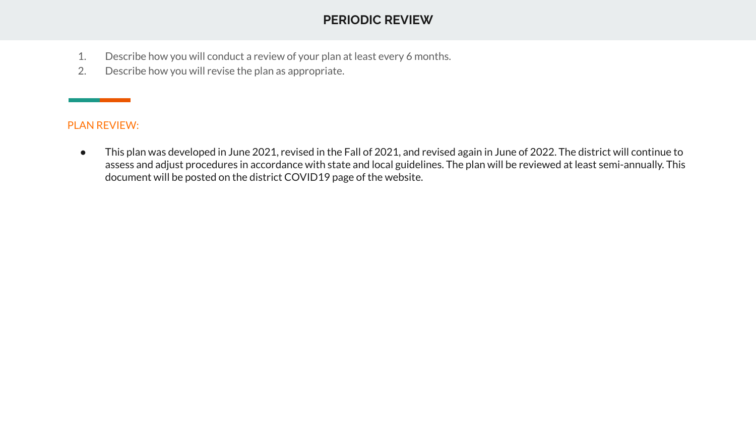## PERIODIC REVIEW

1. Describe how you will conduct a review of your plan at least every 6 months.
2. Describe how you will revise the plan as appropriate.

### PLAN REVIEW:

- This plan was developed in June 2021, revised in the Fall of 2021, and revised again in June of 2022. The district will continue to assess and adjust procedures in accordance with state and local guidelines. The plan will be reviewed at least semi-annually. This document will be posted on the district COVID19 page of the website.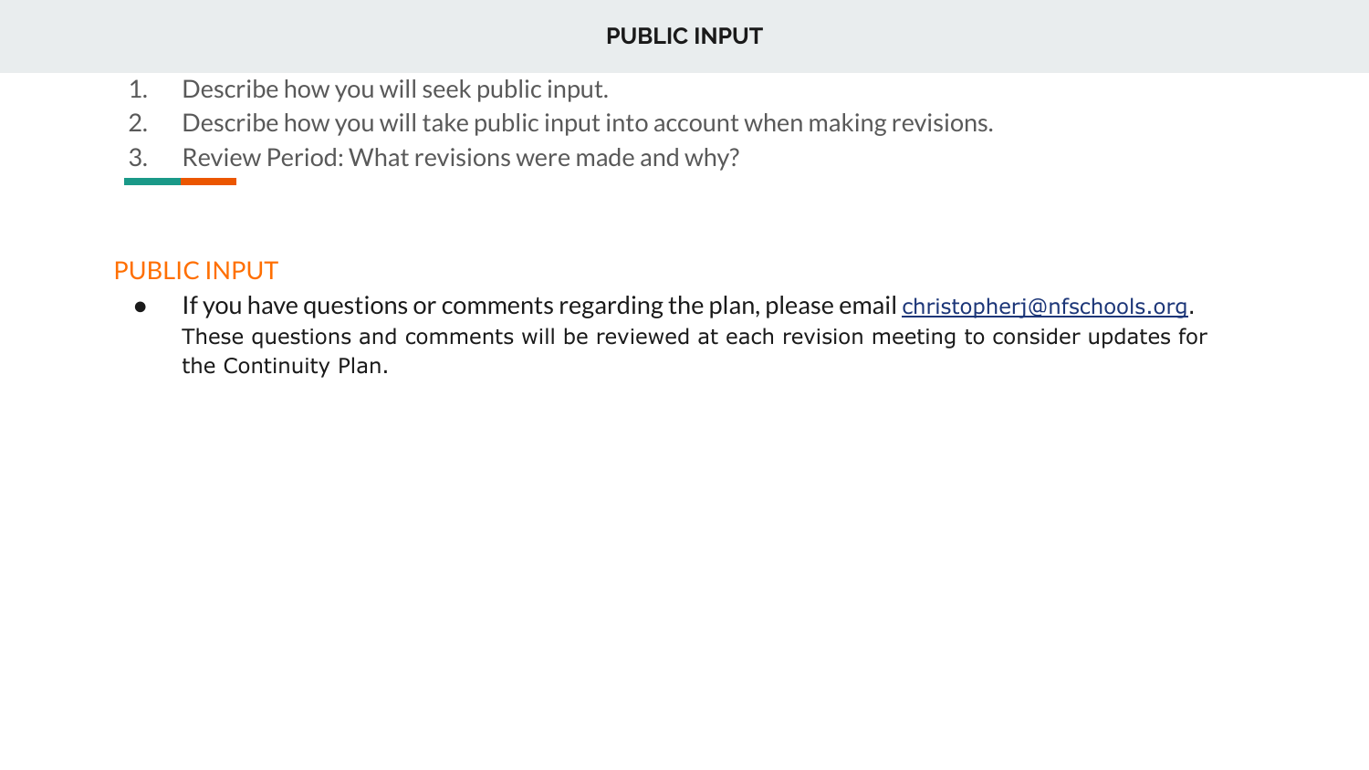# PUBLIC INPUT

1. Describe how you will seek public input.
2. Describe how you will take public input into account when making revisions.
3. Review Period: What revisions were made and why?

## PUBLIC INPUT

- If you have questions or comments regarding the plan, please email christopherj@nfschools.org. These questions and comments will be reviewed at each revision meeting to consider updates for the Continuity Plan.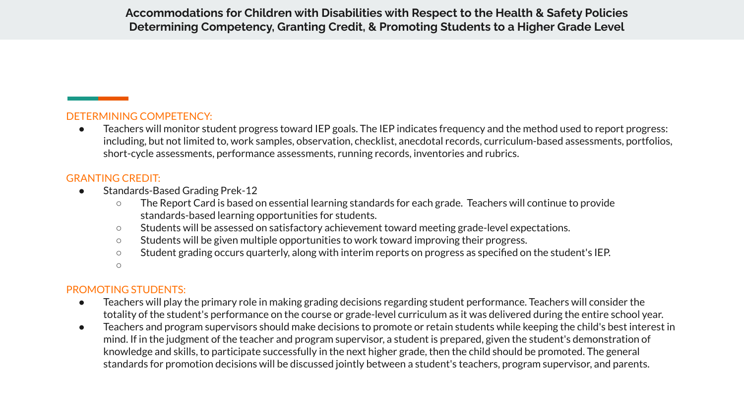# Accommodations for Children with Disabilities with Respect to the Health & Safety Policies Determining Competency, Granting Credit, & Promoting Students to a Higher Grade Level

## DETERMINING COMPETENCY:

- Teachers will monitor student progress toward IEP goals. The IEP indicates frequency and the method used to report progress: including, but not limited to, work samples, observation, checklist, anecdotal records, curriculum-based assessments, portfolios, short-cycle assessments, performance assessments, running records, inventories and rubrics.

## GRANTING CREDIT:

- Standards-Based Grading Prek-12
  - The Report Card is based on essential learning standards for each grade. Teachers will continue to provide standards-based learning opportunities for students.
  - Students will be assessed on satisfactory achievement toward meeting grade-level expectations.
  - Students will be given multiple opportunities to work toward improving their progress.
  - Student grading occurs quarterly, along with interim reports on progress as specified on the student's IEP.

## PROMOTING STUDENTS:

- Teachers will play the primary role in making grading decisions regarding student performance. Teachers will consider the totality of the student's performance on the course or grade-level curriculum as it was delivered during the entire school year.
- Teachers and program supervisors should make decisions to promote or retain students while keeping the child's best interest in mind. If in the judgment of the teacher and program supervisor, a student is prepared, given the student's demonstration of knowledge and skills, to participate successfully in the next higher grade, then the child should be promoted. The general standards for promotion decisions will be discussed jointly between a student's teachers, program supervisor, and parents.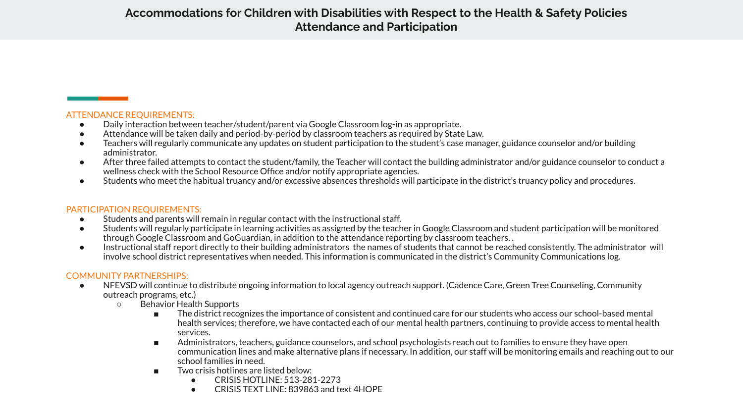# Accommodations for Children with Disabilities with Respect to the Health & Safety Policies
# Attendance and Participation

ATTENDANCE REQUIREMENTS:

- Daily interaction between teacher/student/parent via Google Classroom log-in as appropriate.
- Attendance will be taken daily and period-by-period by classroom teachers as required by State Law.
- Teachers will regularly communicate any updates on student participation to the student's case manager, guidance counselor and/or building administrator.
- After three failed attempts to contact the student/family, the Teacher will contact the building administrator and/or guidance counselor to conduct a wellness check with the School Resource Office and/or notify appropriate agencies.
- Students who meet the habitual truancy and/or excessive absences thresholds will participate in the district's truancy policy and procedures.

PARTICIPATION REQUIREMENTS:

- Students and parents will remain in regular contact with the instructional staff.
- Students will regularly participate in learning activities as assigned by the teacher in Google Classroom and student participation will be monitored through Google Classroom and GoGuardian, in addition to the attendance reporting by classroom teachers. .
- Instructional staff report directly to their building administrators the names of students that cannot be reached consistently. The administrator will involve school district representatives when needed. This information is communicated in the district's Community Communications log.

COMMUNITY PARTNERSHIPS:

- NFEVSD will continue to distribute ongoing information to local agency outreach support. (Cadence Care, Green Tree Counseling, Community outreach programs, etc.)
  - Behavior Health Supports
    - The district recognizes the importance of consistent and continued care for our students who access our school-based mental health services; therefore, we have contacted each of our mental health partners, continuing to provide access to mental health services.
    - Administrators, teachers, guidance counselors, and school psychologists reach out to families to ensure they have open communication lines and make alternative plans if necessary. In addition, our staff will be monitoring emails and reaching out to our school families in need.
    - Two crisis hotlines are listed below:
      - CRISIS HOTLINE: 513-281-2273
      - CRISIS TEXT LINE: 839863 and text 4HOPE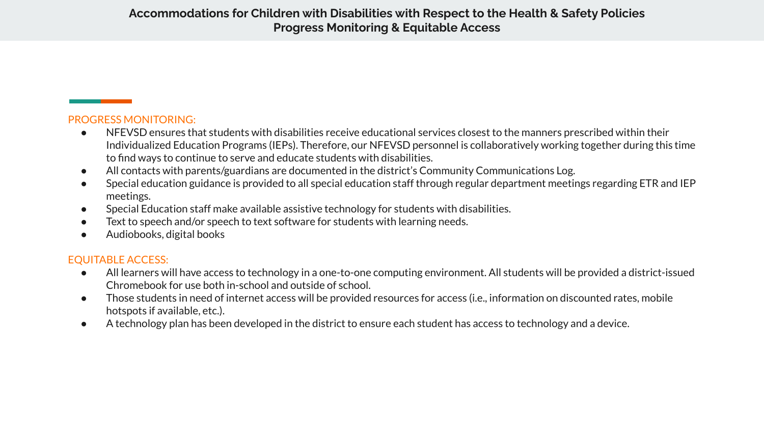# Accommodations for Children with Disabilities with Respect to the Health & Safety Policies
## Progress Monitoring & Equitable Access

PROGRESS MONITORING:

- NFEVSD ensures that students with disabilities receive educational services closest to the manners prescribed within their Individualized Education Programs (IEPs). Therefore, our NFEVSD personnel is collaboratively working together during this time to find ways to continue to serve and educate students with disabilities.
- All contacts with parents/guardians are documented in the district's Community Communications Log.
- Special education guidance is provided to all special education staff through regular department meetings regarding ETR and IEP meetings.
- Special Education staff make available assistive technology for students with disabilities.
- Text to speech and/or speech to text software for students with learning needs.
- Audiobooks, digital books

EQUITABLE ACCESS:

- All learners will have access to technology in a one-to-one computing environment. All students will be provided a district-issued Chromebook for use both in-school and outside of school.
- Those students in need of internet access will be provided resources for access (i.e., information on discounted rates, mobile hotspots if available, etc.).
- A technology plan has been developed in the district to ensure each student has access to technology and a device.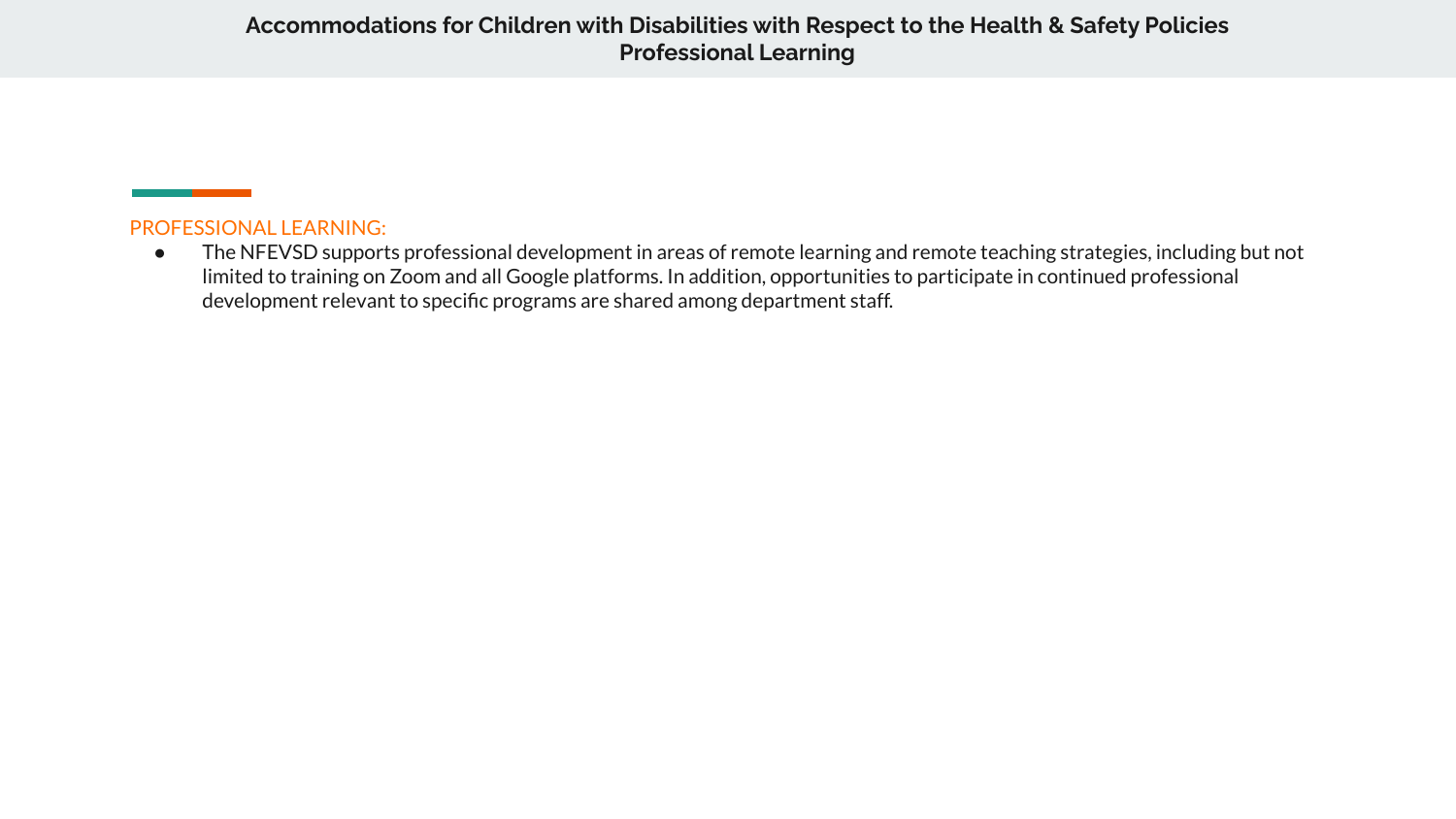# Accommodations for Children with Disabilities with Respect to the Health & Safety Policies Professional Learning

## PROFESSIONAL LEARNING:

- The NFEVSD supports professional development in areas of remote learning and remote teaching strategies, including but not limited to training on Zoom and all Google platforms. In addition, opportunities to participate in continued professional development relevant to specific programs are shared among department staff.